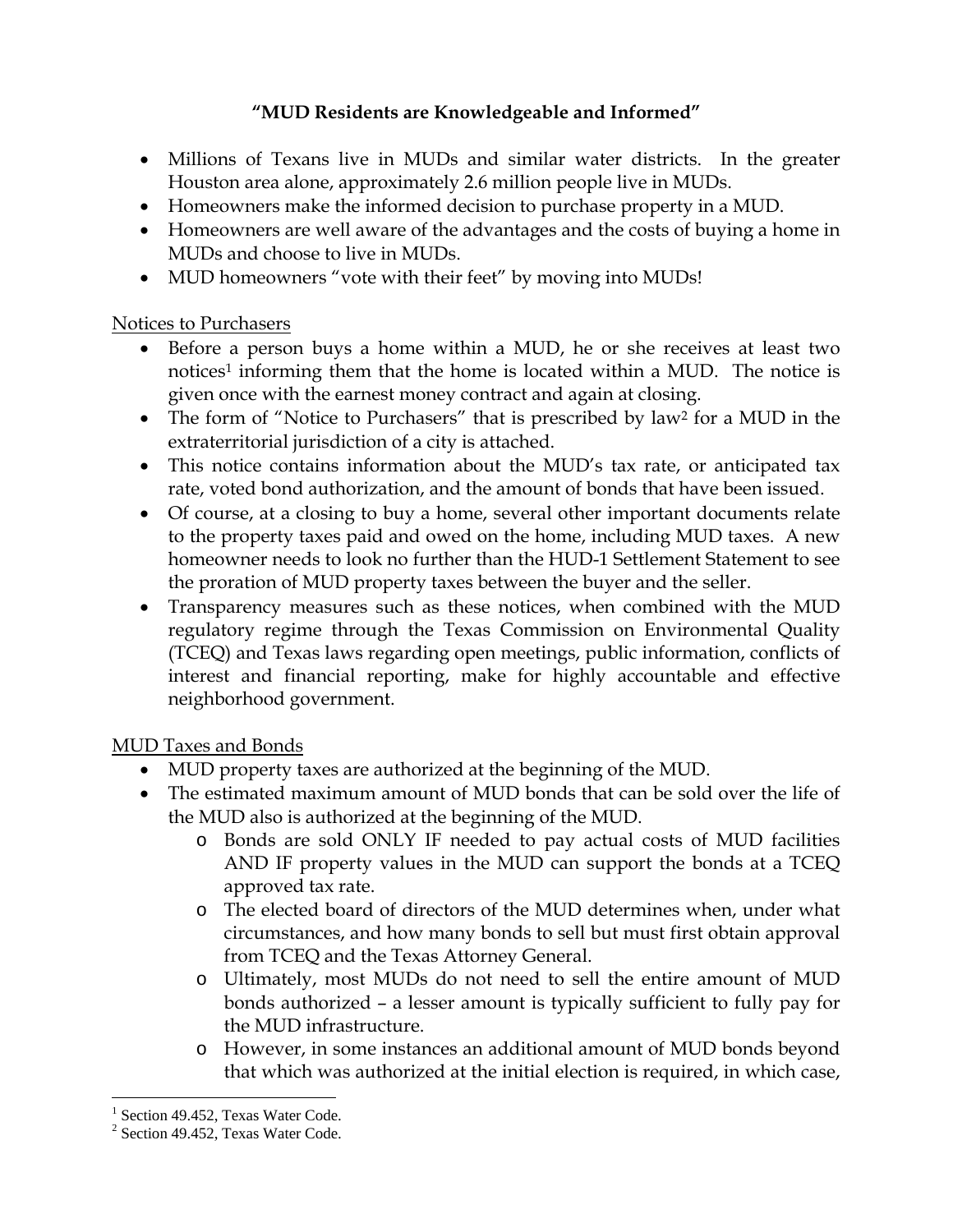**"MUD Residents are Knowledgeable and Informed"**

- Millions of Texans live in MUDs and similar water districts. In the greater Houston area alone, approximately 2.6 million people live in MUDs.
- Homeowners make the informed decision to purchase property in a MUD.
- Homeowners are well aware of the advantages and the costs of buying a home in MUDs and choose to live in MUDs.
- MUD homeowners "vote with their feet" by moving into MUDs!

Notices to Purchasers

- Before a person buys a home within a MUD, he or she receives at least two notices[1] informing them that the home is located within a MUD. The notice is given once with the earnest money contract and again at closing.
- The form of "Notice to Purchasers" that is prescribed by law[2] for a MUD in the extraterritorial jurisdiction of a city is attached.
- This notice contains information about the MUD's tax rate, or anticipated tax rate, voted bond authorization, and the amount of bonds that have been issued.
- Of course, at a closing to buy a home, several other important documents relate to the property taxes paid and owed on the home, including MUD taxes. A new homeowner needs to look no further than the HUD-1 Settlement Statement to see the proration of MUD property taxes between the buyer and the seller.
- Transparency measures such as these notices, when combined with the MUD regulatory regime through the Texas Commission on Environmental Quality (TCEQ) and Texas laws regarding open meetings, public information, conflicts of interest and financial reporting, make for highly accountable and effective neighborhood government.

MUD Taxes and Bonds

- MUD property taxes are authorized at the beginning of the MUD.
- The estimated maximum amount of MUD bonds that can be sold over the life of the MUD also is authorized at the beginning of the MUD.
  - Bonds are sold ONLY IF needed to pay actual costs of MUD facilities AND IF property values in the MUD can support the bonds at a TCEQ approved tax rate.
  - The elected board of directors of the MUD determines when, under what circumstances, and how many bonds to sell but must first obtain approval from TCEQ and the Texas Attorney General.
  - Ultimately, most MUDs do not need to sell the entire amount of MUD bonds authorized – a lesser amount is typically sufficient to fully pay for the MUD infrastructure.
  - However, in some instances an additional amount of MUD bonds beyond that which was authorized at the initial election is required, in which case,

[1] Section 49.452, Texas Water Code.
[2] Section 49.452, Texas Water Code.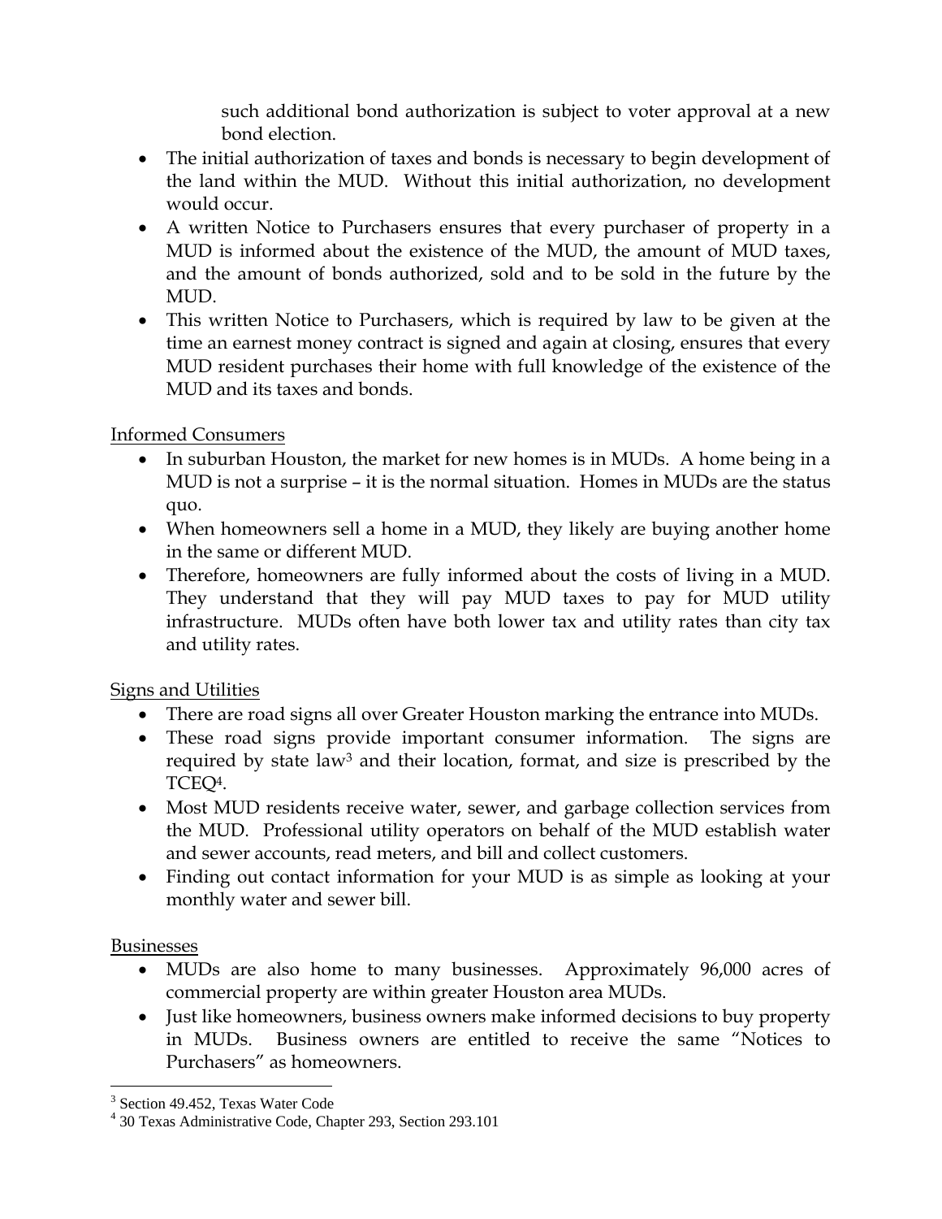such additional bond authorization is subject to voter approval at a new bond election.

- The initial authorization of taxes and bonds is necessary to begin development of the land within the MUD. Without this initial authorization, no development would occur.
- A written Notice to Purchasers ensures that every purchaser of property in a MUD is informed about the existence of the MUD, the amount of MUD taxes, and the amount of bonds authorized, sold and to be sold in the future by the MUD.
- This written Notice to Purchasers, which is required by law to be given at the time an earnest money contract is signed and again at closing, ensures that every MUD resident purchases their home with full knowledge of the existence of the MUD and its taxes and bonds.

Informed Consumers

- In suburban Houston, the market for new homes is in MUDs. A home being in a MUD is not a surprise – it is the normal situation. Homes in MUDs are the status quo.
- When homeowners sell a home in a MUD, they likely are buying another home in the same or different MUD.
- Therefore, homeowners are fully informed about the costs of living in a MUD. They understand that they will pay MUD taxes to pay for MUD utility infrastructure. MUDs often have both lower tax and utility rates than city tax and utility rates.

Signs and Utilities

- There are road signs all over Greater Houston marking the entrance into MUDs.
- These road signs provide important consumer information. The signs are required by state law[3] and their location, format, and size is prescribed by the TCEQ[4].
- Most MUD residents receive water, sewer, and garbage collection services from the MUD. Professional utility operators on behalf of the MUD establish water and sewer accounts, read meters, and bill and collect customers.
- Finding out contact information for your MUD is as simple as looking at your monthly water and sewer bill.

Businesses

- MUDs are also home to many businesses. Approximately 96,000 acres of commercial property are within greater Houston area MUDs.
- Just like homeowners, business owners make informed decisions to buy property in MUDs. Business owners are entitled to receive the same "Notices to Purchasers" as homeowners.

---

[3] Section 49.452, Texas Water Code

[4] 30 Texas Administrative Code, Chapter 293, Section 293.101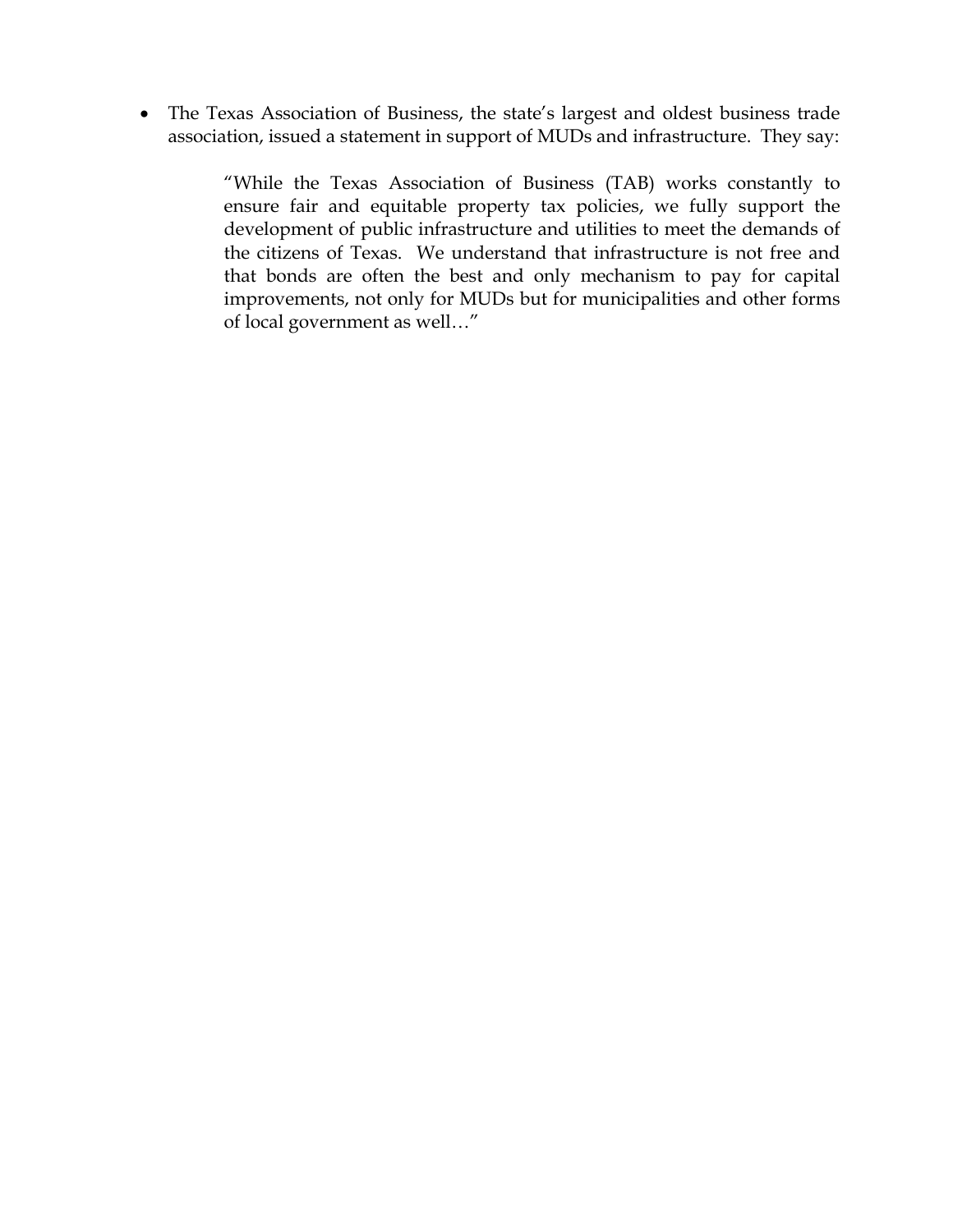- The Texas Association of Business, the state's largest and oldest business trade association, issued a statement in support of MUDs and infrastructure. They say:

  > "While the Texas Association of Business (TAB) works constantly to ensure fair and equitable property tax policies, we fully support the development of public infrastructure and utilities to meet the demands of the citizens of Texas. We understand that infrastructure is not free and that bonds are often the best and only mechanism to pay for capital improvements, not only for MUDs but for municipalities and other forms of local government as well…"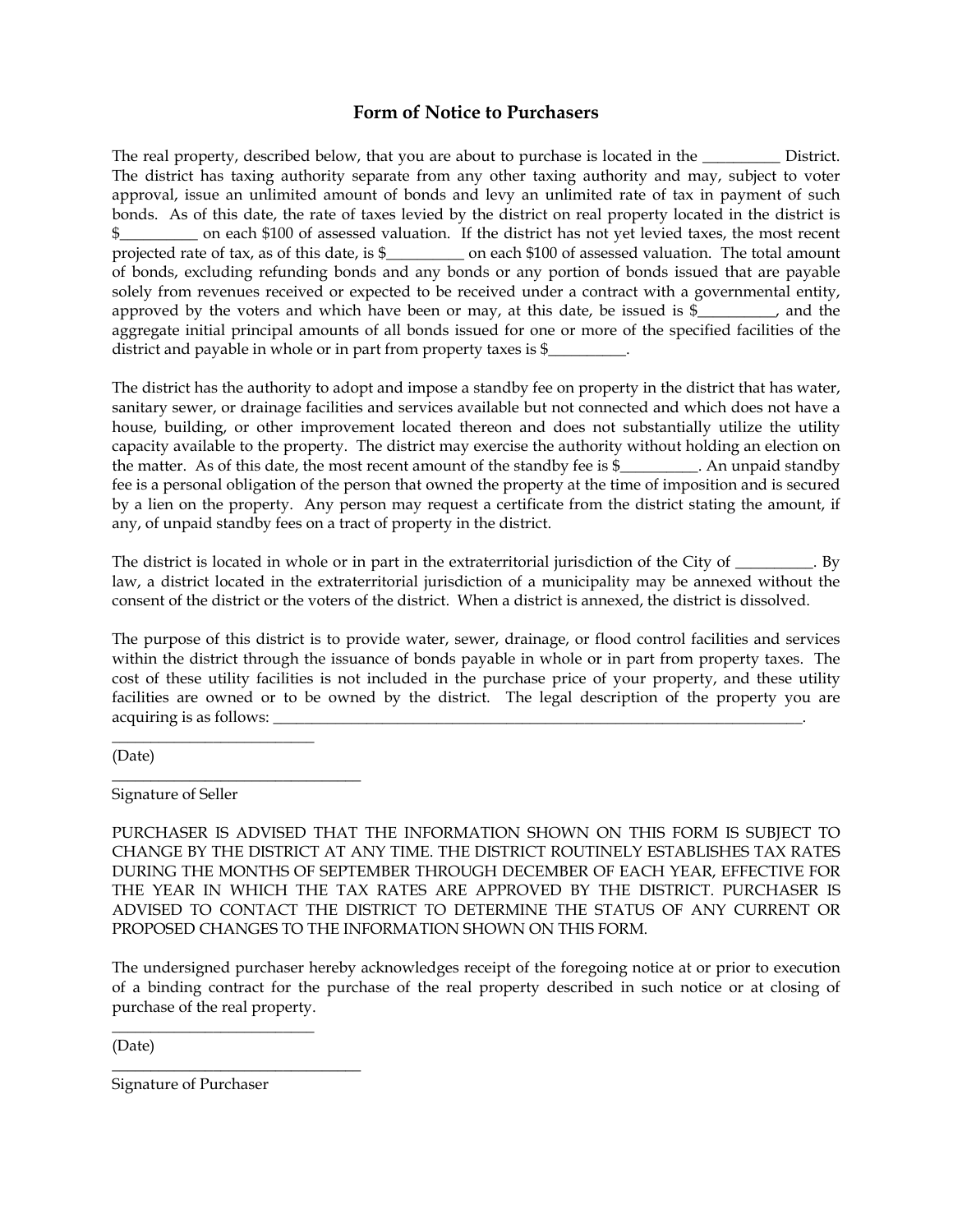# Form of Notice to Purchasers

The real property, described below, that you are about to purchase is located in the __________ District. The district has taxing authority separate from any other taxing authority and may, subject to voter approval, issue an unlimited amount of bonds and levy an unlimited rate of tax in payment of such bonds. As of this date, the rate of taxes levied by the district on real property located in the district is $__________ on each $100 of assessed valuation. If the district has not yet levied taxes, the most recent projected rate of tax, as of this date, is $__________ on each $100 of assessed valuation. The total amount of bonds, excluding refunding bonds and any bonds or any portion of bonds issued that are payable solely from revenues received or expected to be received under a contract with a governmental entity, approved by the voters and which have been or may, at this date, be issued is $__________, and the aggregate initial principal amounts of all bonds issued for one or more of the specified facilities of the district and payable in whole or in part from property taxes is $__________.

The district has the authority to adopt and impose a standby fee on property in the district that has water, sanitary sewer, or drainage facilities and services available but not connected and which does not have a house, building, or other improvement located thereon and does not substantially utilize the utility capacity available to the property. The district may exercise the authority without holding an election on the matter. As of this date, the most recent amount of the standby fee is $__________. An unpaid standby fee is a personal obligation of the person that owned the property at the time of imposition and is secured by a lien on the property. Any person may request a certificate from the district stating the amount, if any, of unpaid standby fees on a tract of property in the district.

The district is located in whole or in part in the extraterritorial jurisdiction of the City of __________. By law, a district located in the extraterritorial jurisdiction of a municipality may be annexed without the consent of the district or the voters of the district. When a district is annexed, the district is dissolved.

The purpose of this district is to provide water, sewer, drainage, or flood control facilities and services within the district through the issuance of bonds payable in whole or in part from property taxes. The cost of these utility facilities is not included in the purchase price of your property, and these utility facilities are owned or to be owned by the district. The legal description of the property you are acquiring is as follows: ______________________________________________________________________.

__________________________
(Date)

__________________________________
Signature of Seller

PURCHASER IS ADVISED THAT THE INFORMATION SHOWN ON THIS FORM IS SUBJECT TO CHANGE BY THE DISTRICT AT ANY TIME. THE DISTRICT ROUTINELY ESTABLISHES TAX RATES DURING THE MONTHS OF SEPTEMBER THROUGH DECEMBER OF EACH YEAR, EFFECTIVE FOR THE YEAR IN WHICH THE TAX RATES ARE APPROVED BY THE DISTRICT. PURCHASER IS ADVISED TO CONTACT THE DISTRICT TO DETERMINE THE STATUS OF ANY CURRENT OR PROPOSED CHANGES TO THE INFORMATION SHOWN ON THIS FORM.

The undersigned purchaser hereby acknowledges receipt of the foregoing notice at or prior to execution of a binding contract for the purchase of the real property described in such notice or at closing of purchase of the real property.

__________________________
(Date)

__________________________________
Signature of Purchaser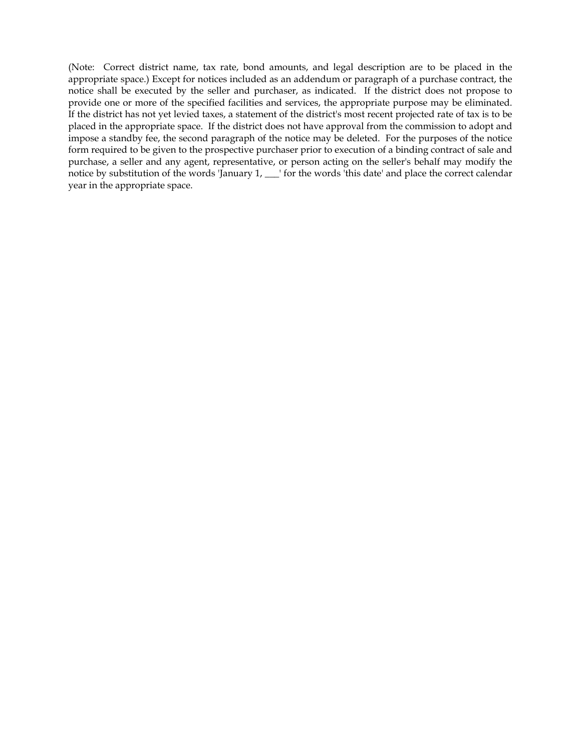(Note: Correct district name, tax rate, bond amounts, and legal description are to be placed in the appropriate space.) Except for notices included as an addendum or paragraph of a purchase contract, the notice shall be executed by the seller and purchaser, as indicated. If the district does not propose to provide one or more of the specified facilities and services, the appropriate purpose may be eliminated. If the district has not yet levied taxes, a statement of the district's most recent projected rate of tax is to be placed in the appropriate space. If the district does not have approval from the commission to adopt and impose a standby fee, the second paragraph of the notice may be deleted. For the purposes of the notice form required to be given to the prospective purchaser prior to execution of a binding contract of sale and purchase, a seller and any agent, representative, or person acting on the seller's behalf may modify the notice by substitution of the words 'January 1, ___' for the words 'this date' and place the correct calendar year in the appropriate space.